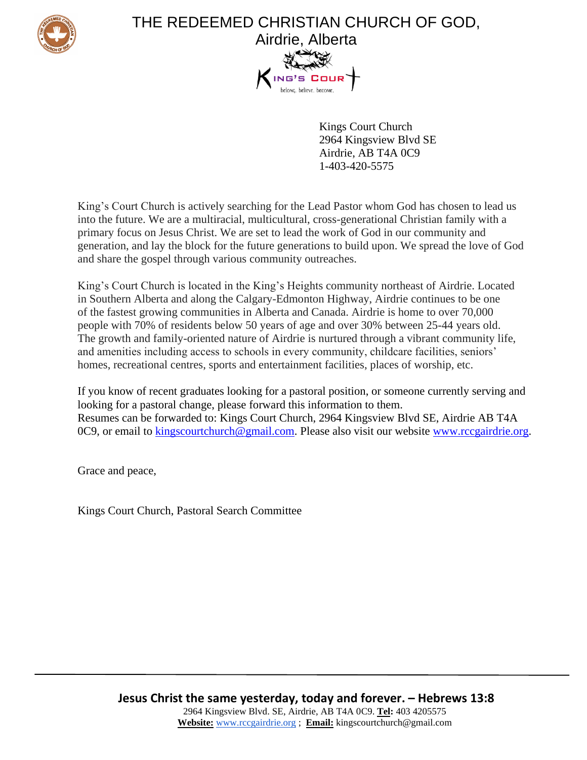# THE REDEEMED CHRISTIAN CHURCH OF GOD, Airdrie, Alberta

KING'S COURT

belong. believe. become.

Kings Court Church
2964 Kingsview Blvd SE
Airdrie, AB T4A 0C9
1-403-420-5575

King's Court Church is actively searching for the Lead Pastor whom God has chosen to lead us into the future. We are a multiracial, multicultural, cross-generational Christian family with a primary focus on Jesus Christ. We are set to lead the work of God in our community and generation, and lay the block for the future generations to build upon. We spread the love of God and share the gospel through various community outreaches.

King's Court Church is located in the King's Heights community northeast of Airdrie. Located in Southern Alberta and along the Calgary-Edmonton Highway, Airdrie continues to be one of the fastest growing communities in Alberta and Canada. Airdrie is home to over 70,000 people with 70% of residents below 50 years of age and over 30% between 25-44 years old. The growth and family-oriented nature of Airdrie is nurtured through a vibrant community life, and amenities including access to schools in every community, childcare facilities, seniors' homes, recreational centres, sports and entertainment facilities, places of worship, etc.

If you know of recent graduates looking for a pastoral position, or someone currently serving and looking for a pastoral change, please forward this information to them.
Resumes can be forwarded to: Kings Court Church, 2964 Kingsview Blvd SE, Airdrie AB T4A 0C9, or email to kingscourtchurch@gmail.com. Please also visit our website www.rccgairdrie.org.

Grace and peace,

Kings Court Church, Pastoral Search Committee

**Jesus Christ the same yesterday, today and forever. – Hebrews 13:8**
2964 Kingsview Blvd. SE, Airdrie, AB T4A 0C9. **Tel:** 403 4205575
**Website:** www.rccgairdrie.org ; **Email:** kingscourtchurch@gmail.com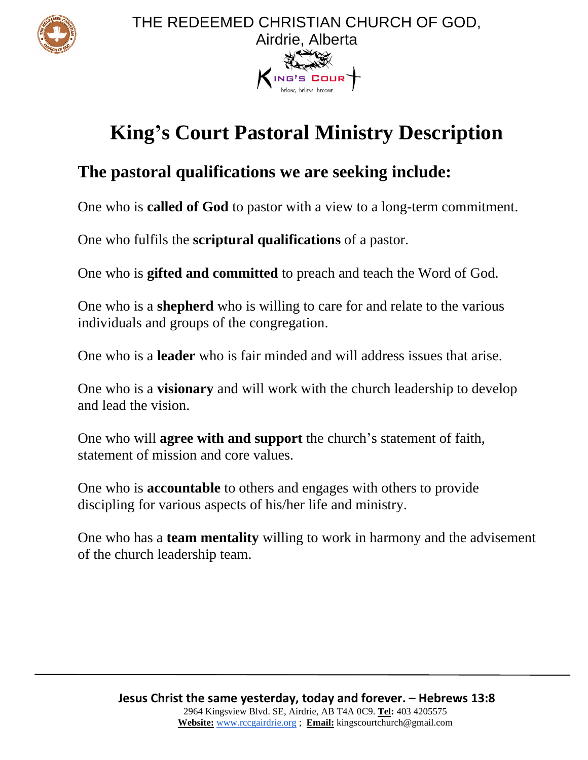THE REDEEMED CHRISTIAN CHURCH OF GOD, Airdrie, Alberta

# King's Court Pastoral Ministry Description

## The pastoral qualifications we are seeking include:

One who is **called of God** to pastor with a view to a long-term commitment.

One who fulfils the **scriptural qualifications** of a pastor.

One who is **gifted and committed** to preach and teach the Word of God.

One who is a **shepherd** who is willing to care for and relate to the various individuals and groups of the congregation.

One who is a **leader** who is fair minded and will address issues that arise.

One who is a **visionary** and will work with the church leadership to develop and lead the vision.

One who will **agree with and support** the church's statement of faith, statement of mission and core values.

One who is **accountable** to others and engages with others to provide discipling for various aspects of his/her life and ministry.

One who has a **team mentality** willing to work in harmony and the advisement of the church leadership team.

**Jesus Christ the same yesterday, today and forever. – Hebrews 13:8**

2964 Kingsview Blvd. SE, Airdrie, AB T4A 0C9. **Tel:** 403 4205575

**Website:** www.rccgairdrie.org ; **Email:** kingscourtchurch@gmail.com